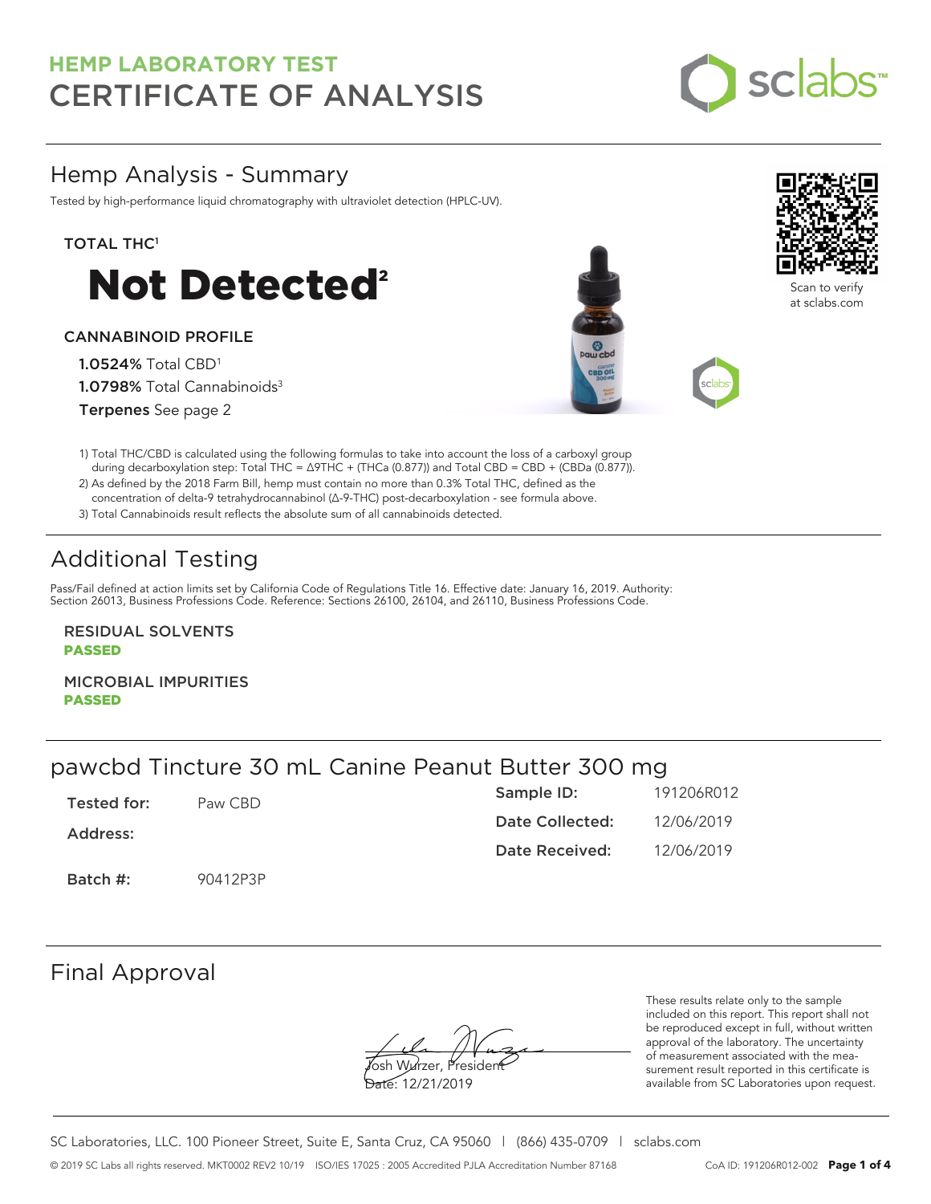# HEMP LABORATORY TEST
# CERTIFICATE OF ANALYSIS

## Hemp Analysis - Summary

Tested by high-performance liquid chromatography with ultraviolet detection (HPLC-UV).

**TOTAL THC**[1]

# Not Detected[2]

**CANNABINOID PROFILE**

**1.0524%** Total CBD[1]

**1.0798%** Total Cannabinoids[3]

**Terpenes** See page 2

Scan to verify at sclabs.com

1) Total THC/CBD is calculated using the following formulas to take into account the loss of a carboxyl group during decarboxylation step: Total THC = Δ9THC + (THCa (0.877)) and Total CBD = CBD + (CBDa (0.877)).
2) As defined by the 2018 Farm Bill, hemp must contain no more than 0.3% Total THC, defined as the concentration of delta-9 tetrahydrocannabinol (Δ-9-THC) post-decarboxylation - see formula above.
3) Total Cannabinoids result reflects the absolute sum of all cannabinoids detected.

## Additional Testing

Pass/Fail defined at action limits set by California Code of Regulations Title 16. Effective date: January 16, 2019. Authority: Section 26013, Business Professions Code. Reference: Sections 26100, 26104, and 26110, Business Professions Code.

**RESIDUAL SOLVENTS**
**PASSED**

**MICROBIAL IMPURITIES**
**PASSED**

## pawcbd Tincture 30 mL Canine Peanut Butter 300 mg

**Tested for:** Paw CBD

**Address:**

**Batch #:** 90412P3P

**Sample ID:** 191206R012

**Date Collected:** 12/06/2019

**Date Received:** 12/06/2019

## Final Approval

Josh Wurzer, President
Date: 12/21/2019

These results relate only to the sample included on this report. This report shall not be reproduced except in full, without written approval of the laboratory. The uncertainty of measurement associated with the measurement result reported in this certificate is available from SC Laboratories upon request.

SC Laboratories, LLC. 100 Pioneer Street, Suite E, Santa Cruz, CA 95060 | (866) 435-0709 | sclabs.com

© 2019 SC Labs all rights reserved. MKT0002 REV2 10/19 ISO/IES 17025 : 2005 Accredited PJLA Accreditation Number 87168 CoA ID: 191206R012-002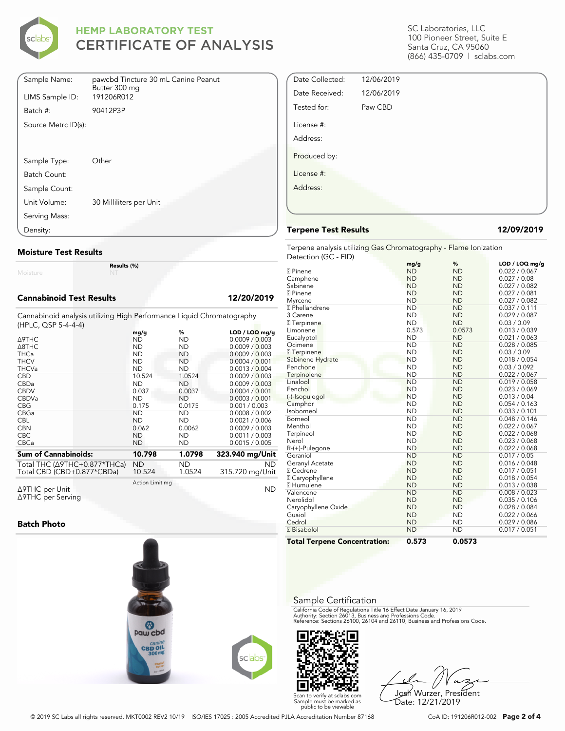# HEMP LABORATORY TEST
# CERTIFICATE OF ANALYSIS

SC Laboratories, LLC
100 Pioneer Street, Suite E
Santa Cruz, CA 95060
(866) 435-0709 | sclabs.com

| | |
|---|---|
| Sample Name: | pawcbd Tincture 30 mL Canine Peanut Butter 300 mg |
| LIMS Sample ID: | 191206R012 |
| Batch #: | 90412P3P |
| Source Metrc ID(s): | |
| Sample Type: | Other |
| Batch Count: | |
| Sample Count: | |
| Unit Volume: | 30 Milliliters per Unit |
| Serving Mass: | |
| Density: | |

| | |
|---|---|
| Date Collected: | 12/06/2019 |
| Date Received: | 12/06/2019 |
| Tested for: | Paw CBD |
| License #: | |
| Address: | |
| Produced by: | |
| License #: | |
| Address: | |

## Moisture Test Results

| | Results (%) |
|---|---|
| Moisture | NT |

## Cannabinoid Test Results — 12/20/2019

Cannabinoid analysis utilizing High Performance Liquid Chromatography (HPLC, QSP 5-4-4-4)

| | mg/g | % | LOD / LOQ mg/g |
|---|---|---|---|
| Δ9THC | ND | ND | 0.0009 / 0.003 |
| Δ8THC | ND | ND | 0.0009 / 0.003 |
| THCa | ND | ND | 0.0009 / 0.003 |
| THCV | ND | ND | 0.0004 / 0.001 |
| THCVa | ND | ND | 0.0013 / 0.004 |
| CBD | 10.524 | 1.0524 | 0.0009 / 0.003 |
| CBDa | ND | ND | 0.0009 / 0.003 |
| CBDV | 0.037 | 0.0037 | 0.0004 / 0.001 |
| CBDVa | ND | ND | 0.0003 / 0.001 |
| CBG | 0.175 | 0.0175 | 0.001 / 0.003 |
| CBGa | ND | ND | 0.0008 / 0.002 |
| CBL | ND | ND | 0.0021 / 0.006 |
| CBN | 0.062 | 0.0062 | 0.0009 / 0.003 |
| CBC | ND | ND | 0.0011 / 0.003 |
| CBCa | ND | ND | 0.0015 / 0.005 |
| **Sum of Cannabinoids:** | **10.798** | **1.0798** | **323.940 mg/Unit** |
| Total THC (Δ9THC+0.877*THCa) | ND | ND | ND |
| Total CBD (CBD+0.877*CBDa) | 10.524 | 1.0524 | 315.720 mg/Unit |

| | Action Limit mg | |
|---|---|---|
| Δ9THC per Unit | | ND |
| Δ9THC per Serving | | |

## Batch Photo

## Terpene Test Results — 12/09/2019

Terpene analysis utilizing Gas Chromatography - Flame Ionization Detection (GC - FID)

| | mg/g | % | LOD / LOQ mg/g |
|---|---|---|---|
| ⍰ Pinene | ND | ND | 0.022 / 0.067 |
| Camphene | ND | ND | 0.027 / 0.08 |
| Sabinene | ND | ND | 0.027 / 0.082 |
| ⍰ Pinene | ND | ND | 0.027 / 0.081 |
| Myrcene | ND | ND | 0.027 / 0.082 |
| ⍰ Phellandrene | ND | ND | 0.037 / 0.111 |
| 3 Carene | ND | ND | 0.029 / 0.087 |
| ⍰ Terpinene | ND | ND | 0.03 / 0.09 |
| Limonene | 0.573 | 0.0573 | 0.013 / 0.039 |
| Eucalyptol | ND | ND | 0.021 / 0.063 |
| Ocimene | ND | ND | 0.028 / 0.085 |
| ⍰ Terpinene | ND | ND | 0.03 / 0.09 |
| Sabinene Hydrate | ND | ND | 0.018 / 0.054 |
| Fenchone | ND | ND | 0.03 / 0.092 |
| Terpinolene | ND | ND | 0.022 / 0.067 |
| Linalool | ND | ND | 0.019 / 0.058 |
| Fenchol | ND | ND | 0.023 / 0.069 |
| (-)-Isopulegol | ND | ND | 0.013 / 0.04 |
| Camphor | ND | ND | 0.054 / 0.163 |
| Isoborneol | ND | ND | 0.033 / 0.101 |
| Borneol | ND | ND | 0.048 / 0.146 |
| Menthol | ND | ND | 0.022 / 0.067 |
| Terpineol | ND | ND | 0.022 / 0.068 |
| Nerol | ND | ND | 0.023 / 0.068 |
| R-(+)-Pulegone | ND | ND | 0.022 / 0.068 |
| Geraniol | ND | ND | 0.017 / 0.05 |
| Geranyl Acetate | ND | ND | 0.016 / 0.048 |
| ⍰ Cedrene | ND | ND | 0.017 / 0.051 |
| ⍰ Caryophyllene | ND | ND | 0.018 / 0.054 |
| ⍰ Humulene | ND | ND | 0.013 / 0.038 |
| Valencene | ND | ND | 0.008 / 0.023 |
| Nerolidol | ND | ND | 0.035 / 0.106 |
| Caryophyllene Oxide | ND | ND | 0.028 / 0.084 |
| Guaiol | ND | ND | 0.022 / 0.066 |
| Cedrol | ND | ND | 0.029 / 0.086 |
| ⍰ Bisabolol | ND | ND | 0.017 / 0.051 |
| **Total Terpene Concentration:** | **0.573** | **0.0573** | |

## Sample Certification

California Code of Regulations Title 16 Effect Date January 16, 2019
Authority: Section 26013, Business and Professions Code.
Reference: Sections 26100, 26104 and 26110, Business and Professions Code.

Scan to verify at sclabs.com
Sample must be marked as public to be viewable

Josh Wurzer, President
Date: 12/21/2019

© 2019 SC Labs all rights reserved. MKT0002 REV2 10/19 ISO/IES 17025 : 2005 Accredited PJLA Accreditation Number 87168

CoA ID: 191206R012-002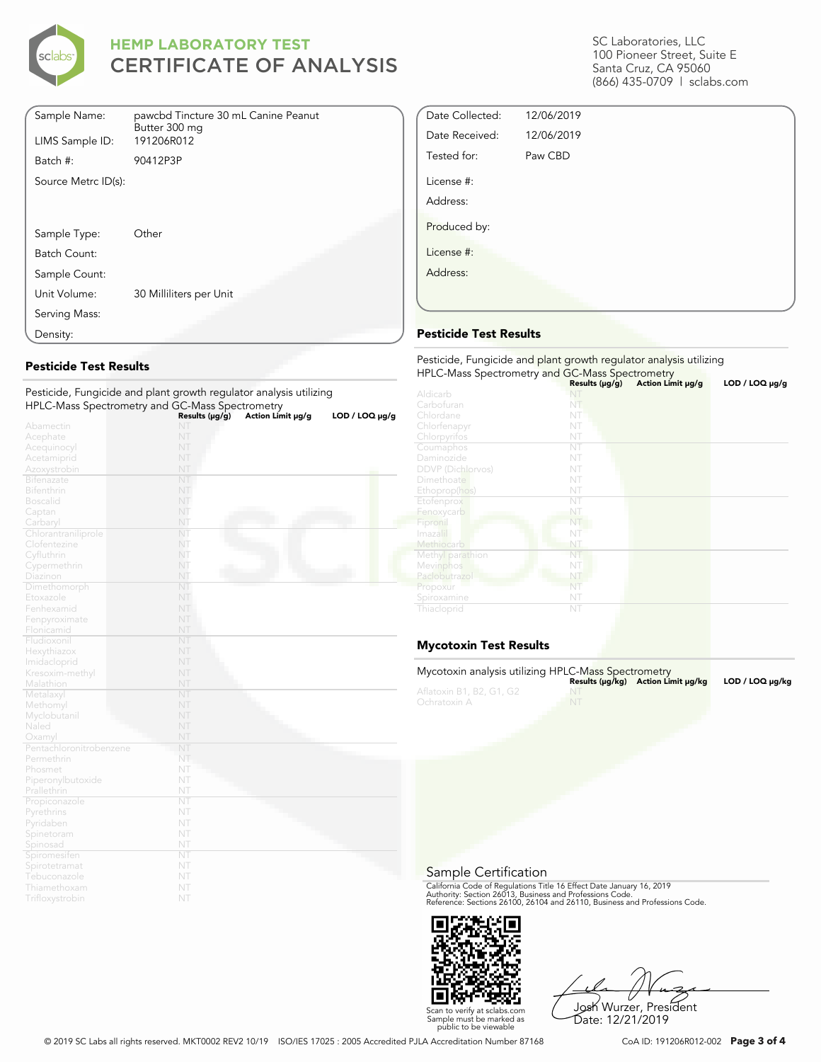# HEMP LABORATORY TEST
# CERTIFICATE OF ANALYSIS

SC Laboratories, LLC
100 Pioneer Street, Suite E
Santa Cruz, CA 95060
(866) 435-0709 | sclabs.com

| | |
|---|---|
| Sample Name: | pawcbd Tincture 30 mL Canine Peanut Butter 300 mg |
| LIMS Sample ID: | 191206R012 |
| Batch #: | 90412P3P |
| Source Metrc ID(s): | |
| Sample Type: | Other |
| Batch Count: | |
| Sample Count: | |
| Unit Volume: | 30 Milliliters per Unit |
| Serving Mass: | |
| Density: | |

| | |
|---|---|
| Date Collected: | 12/06/2019 |
| Date Received: | 12/06/2019 |
| Tested for: | Paw CBD |
| License #: | |
| Address: | |
| Produced by: | |
| License #: | |
| Address: | |

## Pesticide Test Results

Pesticide, Fungicide and plant growth regulator analysis utilizing HPLC-Mass Spectrometry and GC-Mass Spectrometry

| | Results (μg/g) | Action Limit μg/g | LOD / LOQ μg/g |
|---|---|---|---|
| Abamectin | NT | | |
| Acephate | NT | | |
| Acequinocyl | NT | | |
| Acetamiprid | NT | | |
| Azoxystrobin | NT | | |
| Bifenazate | NT | | |
| Bifenthrin | NT | | |
| Boscalid | NT | | |
| Captan | NT | | |
| Carbaryl | NT | | |
| Chlorantraniliprole | NT | | |
| Clofentezine | NT | | |
| Cyfluthrin | NT | | |
| Cypermethrin | NT | | |
| Diazinon | NT | | |
| Dimethomorph | NT | | |
| Etoxazole | NT | | |
| Fenhexamid | NT | | |
| Fenpyroximate | NT | | |
| Flonicamid | NT | | |
| Fludioxonil | NT | | |
| Hexythiazox | NT | | |
| Imidacloprid | NT | | |
| Kresoxim-methyl | NT | | |
| Malathion | NT | | |
| Metalaxyl | NT | | |
| Methomyl | NT | | |
| Myclobutanil | NT | | |
| Naled | NT | | |
| Oxamyl | NT | | |
| Pentachloronitrobenzene | NT | | |
| Permethrin | NT | | |
| Phosmet | NT | | |
| Piperonylbutoxide | NT | | |
| Prallethrin | NT | | |
| Propiconazole | NT | | |
| Pyrethrins | NT | | |
| Pyridaben | NT | | |
| Spinetoram | NT | | |
| Spinosad | NT | | |
| Spiromesifen | NT | | |
| Spirotetramat | NT | | |
| Tebuconazole | NT | | |
| Thiamethoxam | NT | | |
| Trifloxystrobin | NT | | |

## Pesticide Test Results

Pesticide, Fungicide and plant growth regulator analysis utilizing HPLC-Mass Spectrometry and GC-Mass Spectrometry

| | Results (μg/g) | Action Limit μg/g | LOD / LOQ μg/g |
|---|---|---|---|
| Aldicarb | NT | | |
| Carbofuran | NT | | |
| Chlordane | NT | | |
| Chlorfenapyr | NT | | |
| Chlorpyrifos | NT | | |
| Coumaphos | NT | | |
| Daminozide | NT | | |
| DDVP (Dichlorvos) | NT | | |
| Dimethoate | NT | | |
| Ethoprop(hos) | NT | | |
| Etofenprox | NT | | |
| Fenoxycarb | NT | | |
| Fipronil | NT | | |
| Imazalil | NT | | |
| Methiocarb | NT | | |
| Methyl parathion | NT | | |
| Mevinphos | NT | | |
| Paclobutrazol | NT | | |
| Propoxur | NT | | |
| Spiroxamine | NT | | |
| Thiacloprid | NT | | |

## Mycotoxin Test Results

Mycotoxin analysis utilizing HPLC-Mass Spectrometry

| | Results (μg/kg) | Action Limit μg/kg | LOD / LOQ μg/kg |
|---|---|---|---|
| Aflatoxin B1, B2, G1, G2 | NT | | |
| Ochratoxin A | NT | | |

## Sample Certification

California Code of Regulations Title 16 Effect Date January 16, 2019
Authority: Section 26013, Business and Professions Code.
Reference: Sections 26100, 26104 and 26110, Business and Professions Code.

Scan to verify at sclabs.com
Sample must be marked as public to be viewable

Josh Wurzer, President
Date: 12/21/2019

© 2019 SC Labs all rights reserved. MKT0002 REV2 10/19 ISO/IES 17025 : 2005 Accredited PJLA Accreditation Number 87168

CoA ID: 191206R012-002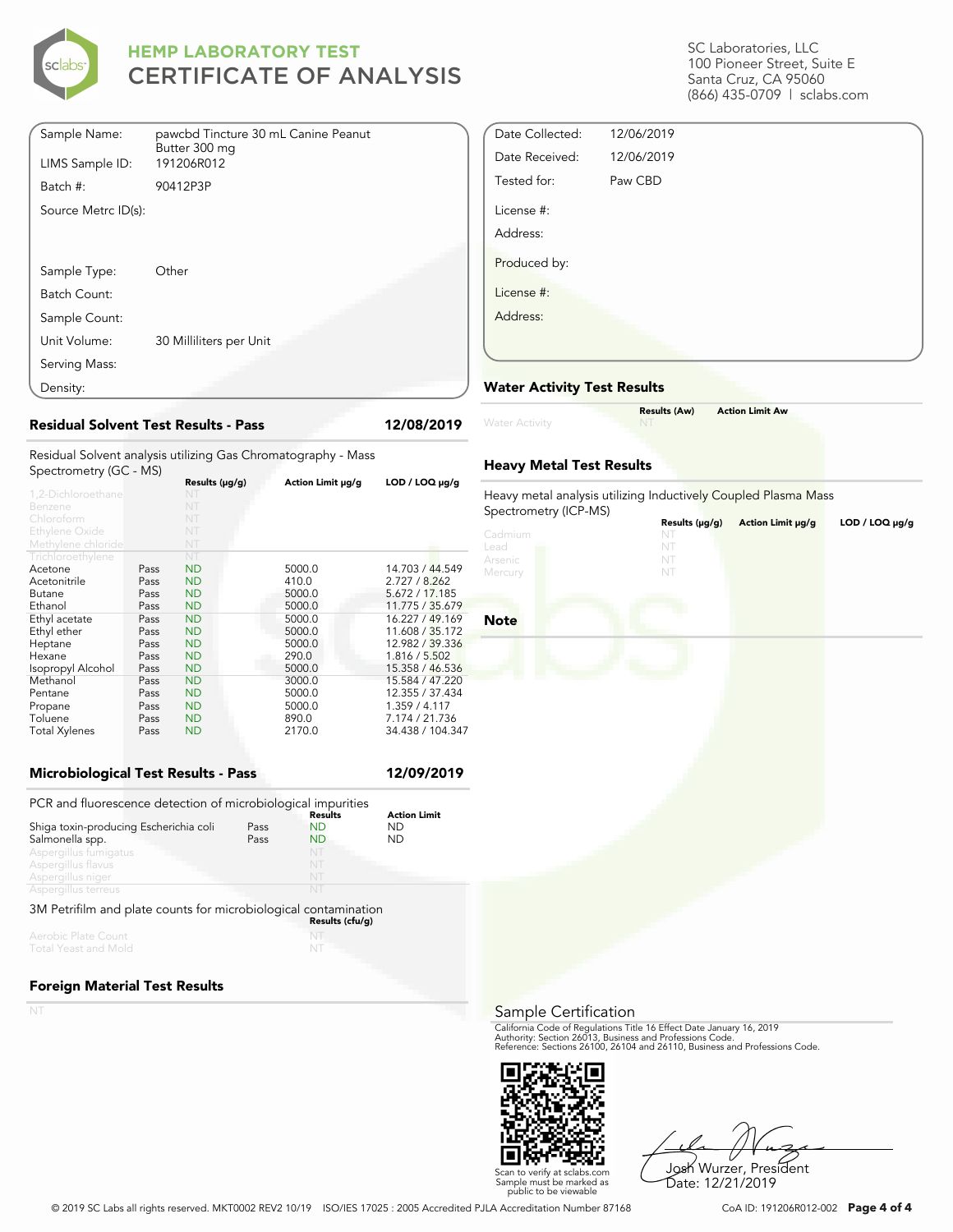# HEMP LABORATORY TEST
# CERTIFICATE OF ANALYSIS

SC Laboratories, LLC
100 Pioneer Street, Suite E
Santa Cruz, CA 95060
(866) 435-0709 | sclabs.com

| | |
|---|---|
| Sample Name: | pawcbd Tincture 30 mL Canine Peanut Butter 300 mg |
| LIMS Sample ID: | 191206R012 |
| Batch #: | 90412P3P |
| Source Metrc ID(s): | |
| Sample Type: | Other |
| Batch Count: | |
| Sample Count: | |
| Unit Volume: | 30 Milliliters per Unit |
| Serving Mass: | |
| Density: | |

| | |
|---|---|
| Date Collected: | 12/06/2019 |
| Date Received: | 12/06/2019 |
| Tested for: | Paw CBD |
| License #: | |
| Address: | |
| Produced by: | |
| License #: | |
| Address: | |

## Residual Solvent Test Results - Pass

12/08/2019

Residual Solvent analysis utilizing Gas Chromatography - Mass Spectrometry (GC - MS)

| | | Results (µg/g) | Action Limit µg/g | LOD / LOQ µg/g |
|---|---|---|---|---|
| 1,2-Dichloroethane | | NT | | |
| Benzene | | NT | | |
| Chloroform | | NT | | |
| Ethylene Oxide | | NT | | |
| Methylene chloride | | NT | | |
| Trichloroethylene | | NT | | |
| Acetone | Pass | ND | 5000.0 | 14.703 / 44.549 |
| Acetonitrile | Pass | ND | 410.0 | 2.727 / 8.262 |
| Butane | Pass | ND | 5000.0 | 5.672 / 17.185 |
| Ethanol | Pass | ND | 5000.0 | 11.775 / 35.679 |
| Ethyl acetate | Pass | ND | 5000.0 | 16.227 / 49.169 |
| Ethyl ether | Pass | ND | 5000.0 | 11.608 / 35.172 |
| Heptane | Pass | ND | 5000.0 | 12.982 / 39.336 |
| Hexane | Pass | ND | 290.0 | 1.816 / 5.502 |
| Isopropyl Alcohol | Pass | ND | 5000.0 | 15.358 / 46.536 |
| Methanol | Pass | ND | 3000.0 | 15.584 / 47.220 |
| Pentane | Pass | ND | 5000.0 | 12.355 / 37.434 |
| Propane | Pass | ND | 5000.0 | 1.359 / 4.117 |
| Toluene | Pass | ND | 890.0 | 7.174 / 21.736 |
| Total Xylenes | Pass | ND | 2170.0 | 34.438 / 104.347 |

## Microbiological Test Results - Pass

12/09/2019

PCR and fluorescence detection of microbiological impurities

| | | Results | Action Limit |
|---|---|---|---|
| Shiga toxin-producing Escherichia coli | Pass | ND | ND |
| Salmonella spp. | Pass | ND | ND |
| Aspergillus fumigatus | | NT | |
| Aspergillus flavus | | NT | |
| Aspergillus niger | | NT | |
| Aspergillus terreus | | NT | |

3M Petrifilm and plate counts for microbiological contamination

| | Results (cfu/g) |
|---|---|
| Aerobic Plate Count | NT |
| Total Yeast and Mold | NT |

## Foreign Material Test Results

NT

## Water Activity Test Results

| | Results (Aw) | Action Limit Aw |
|---|---|---|
| Water Activity | NT | |

## Heavy Metal Test Results

Heavy metal analysis utilizing Inductively Coupled Plasma Mass Spectrometry (ICP-MS)

| | Results (µg/g) | Action Limit µg/g | LOD / LOQ µg/g |
|---|---|---|---|
| Cadmium | NT | | |
| Lead | NT | | |
| Arsenic | NT | | |
| Mercury | NT | | |

## Note

## Sample Certification

California Code of Regulations Title 16 Effect Date January 16, 2019
Authority: Section 26013, Business and Professions Code.
Reference: Sections 26100, 26104 and 26110, Business and Professions Code.

Scan to verify at sclabs.com
Sample must be marked as public to be viewable

Josh Wurzer, President
Date: 12/21/2019

© 2019 SC Labs all rights reserved. MKT0002 REV2 10/19 ISO/IES 17025 : 2005 Accredited PJLA Accreditation Number 87168

CoA ID: 191206R012-002